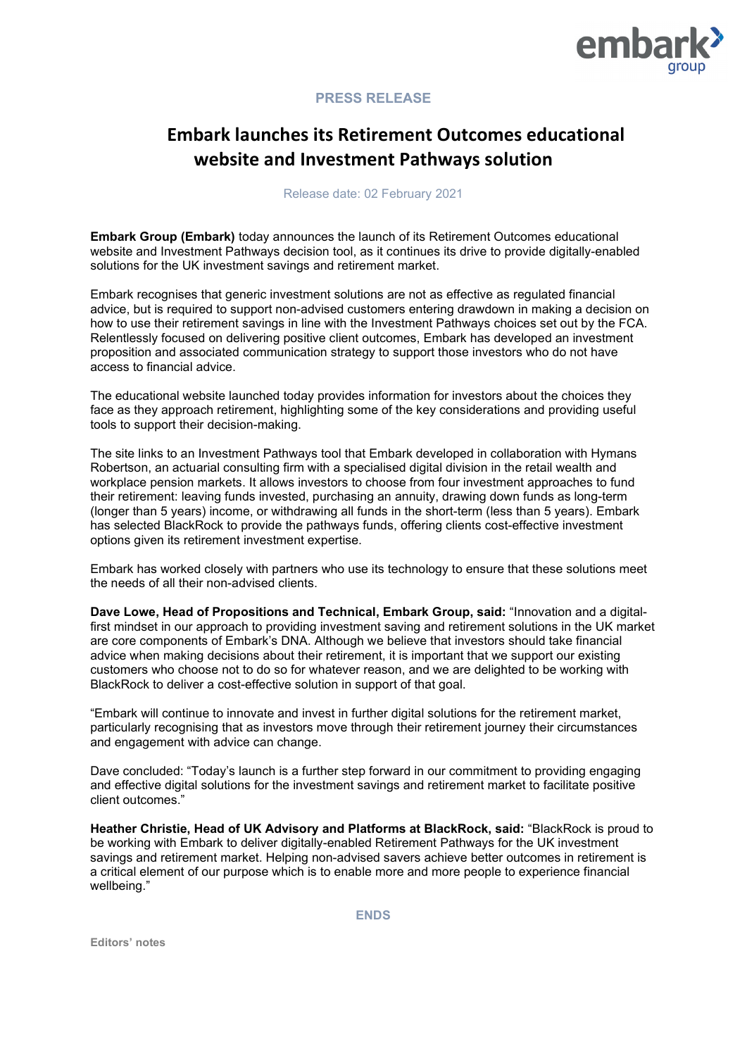**PRESS RELEASE**

# Embark launches its Retirement Outcomes educational website and Investment Pathways solution

Release date: 02 February 2021

**Embark Group (Embark)** today announces the launch of its Retirement Outcomes educational website and Investment Pathways decision tool, as it continues its drive to provide digitally-enabled solutions for the UK investment savings and retirement market.

Embark recognises that generic investment solutions are not as effective as regulated financial advice, but is required to support non-advised customers entering drawdown in making a decision on how to use their retirement savings in line with the Investment Pathways choices set out by the FCA. Relentlessly focused on delivering positive client outcomes, Embark has developed an investment proposition and associated communication strategy to support those investors who do not have access to financial advice.

The educational website launched today provides information for investors about the choices they face as they approach retirement, highlighting some of the key considerations and providing useful tools to support their decision-making.

The site links to an Investment Pathways tool that Embark developed in collaboration with Hymans Robertson, an actuarial consulting firm with a specialised digital division in the retail wealth and workplace pension markets. It allows investors to choose from four investment approaches to fund their retirement: leaving funds invested, purchasing an annuity, drawing down funds as long-term (longer than 5 years) income, or withdrawing all funds in the short-term (less than 5 years). Embark has selected BlackRock to provide the pathways funds, offering clients cost-effective investment options given its retirement investment expertise.

Embark has worked closely with partners who use its technology to ensure that these solutions meet the needs of all their non-advised clients.

**Dave Lowe, Head of Propositions and Technical, Embark Group, said:** "Innovation and a digital-first mindset in our approach to providing investment saving and retirement solutions in the UK market are core components of Embark's DNA. Although we believe that investors should take financial advice when making decisions about their retirement, it is important that we support our existing customers who choose not to do so for whatever reason, and we are delighted to be working with BlackRock to deliver a cost-effective solution in support of that goal.

"Embark will continue to innovate and invest in further digital solutions for the retirement market, particularly recognising that as investors move through their retirement journey their circumstances and engagement with advice can change.

Dave concluded: "Today's launch is a further step forward in our commitment to providing engaging and effective digital solutions for the investment savings and retirement market to facilitate positive client outcomes."

**Heather Christie, Head of UK Advisory and Platforms at BlackRock, said:** "BlackRock is proud to be working with Embark to deliver digitally-enabled Retirement Pathways for the UK investment savings and retirement market. Helping non-advised savers achieve better outcomes in retirement is a critical element of our purpose which is to enable more and more people to experience financial wellbeing."

**ENDS**

**Editors' notes**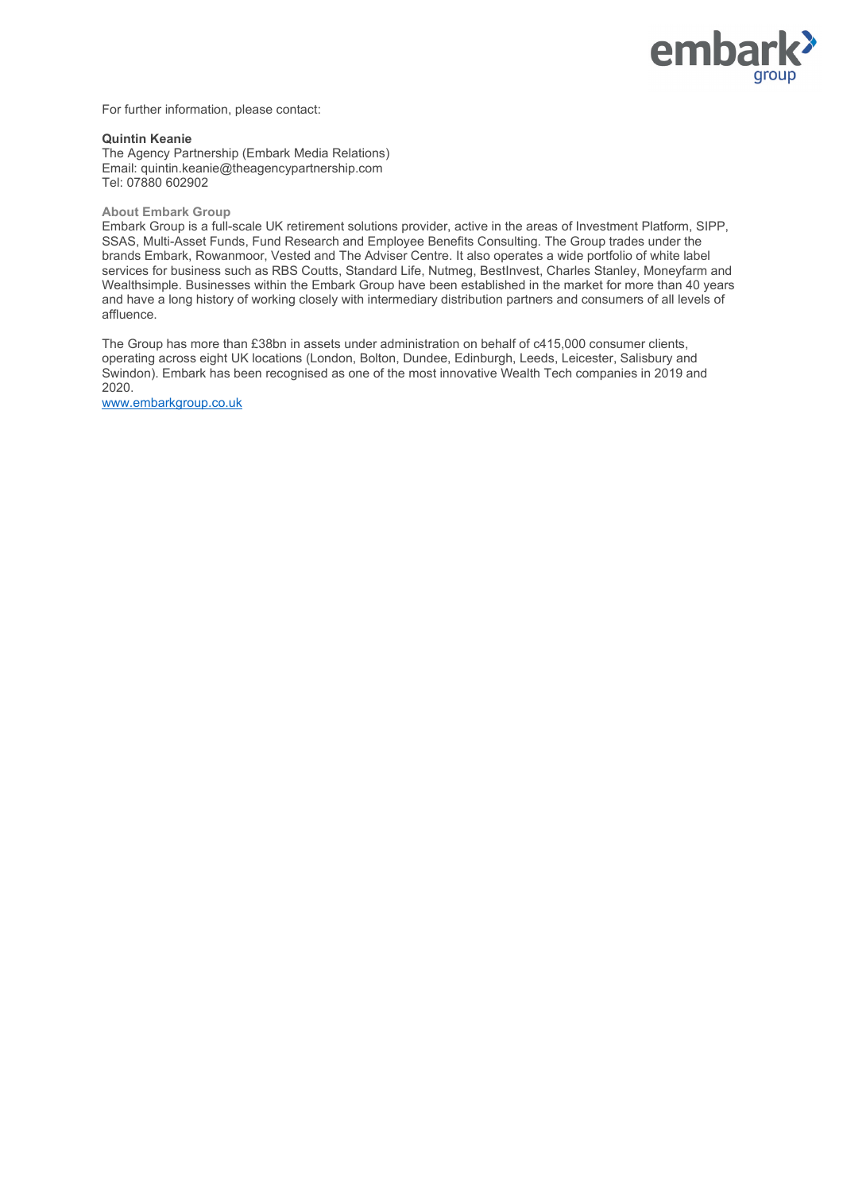For further information, please contact:

**Quintin Keanie**
The Agency Partnership (Embark Media Relations)
Email: quintin.keanie@theagencypartnership.com
Tel: 07880 602902

**About Embark Group**

Embark Group is a full-scale UK retirement solutions provider, active in the areas of Investment Platform, SIPP, SSAS, Multi-Asset Funds, Fund Research and Employee Benefits Consulting. The Group trades under the brands Embark, Rowanmoor, Vested and The Adviser Centre. It also operates a wide portfolio of white label services for business such as RBS Coutts, Standard Life, Nutmeg, BestInvest, Charles Stanley, Moneyfarm and Wealthsimple. Businesses within the Embark Group have been established in the market for more than 40 years and have a long history of working closely with intermediary distribution partners and consumers of all levels of affluence.

The Group has more than £38bn in assets under administration on behalf of c415,000 consumer clients, operating across eight UK locations (London, Bolton, Dundee, Edinburgh, Leeds, Leicester, Salisbury and Swindon). Embark has been recognised as one of the most innovative Wealth Tech companies in 2019 and 2020.
www.embarkgroup.co.uk